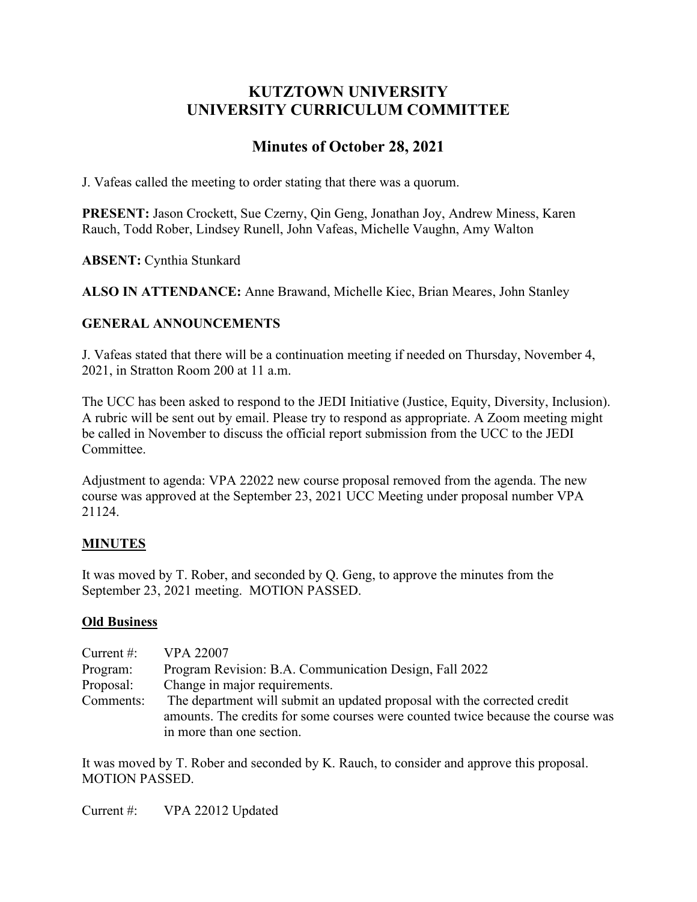# KUTZTOWN UNIVERSITY
# UNIVERSITY CURRICULUM COMMITTEE

## Minutes of October 28, 2021

J. Vafeas called the meeting to order stating that there was a quorum.

**PRESENT:** Jason Crockett, Sue Czerny, Qin Geng, Jonathan Joy, Andrew Miness, Karen Rauch, Todd Rober, Lindsey Runell, John Vafeas, Michelle Vaughn, Amy Walton

**ABSENT:** Cynthia Stunkard

**ALSO IN ATTENDANCE:** Anne Brawand, Michelle Kiec, Brian Meares, John Stanley

### GENERAL ANNOUNCEMENTS

J. Vafeas stated that there will be a continuation meeting if needed on Thursday, November 4, 2021, in Stratton Room 200 at 11 a.m.

The UCC has been asked to respond to the JEDI Initiative (Justice, Equity, Diversity, Inclusion). A rubric will be sent out by email. Please try to respond as appropriate. A Zoom meeting might be called in November to discuss the official report submission from the UCC to the JEDI Committee.

Adjustment to agenda: VPA 22022 new course proposal removed from the agenda. The new course was approved at the September 23, 2021 UCC Meeting under proposal number VPA 21124.

### MINUTES

It was moved by T. Rober, and seconded by Q. Geng, to approve the minutes from the September 23, 2021 meeting. MOTION PASSED.

### Old Business

Current #: VPA 22007
Program: Program Revision: B.A. Communication Design, Fall 2022
Proposal: Change in major requirements.
Comments: The department will submit an updated proposal with the corrected credit amounts. The credits for some courses were counted twice because the course was in more than one section.

It was moved by T. Rober and seconded by K. Rauch, to consider and approve this proposal. MOTION PASSED.

Current #: VPA 22012 Updated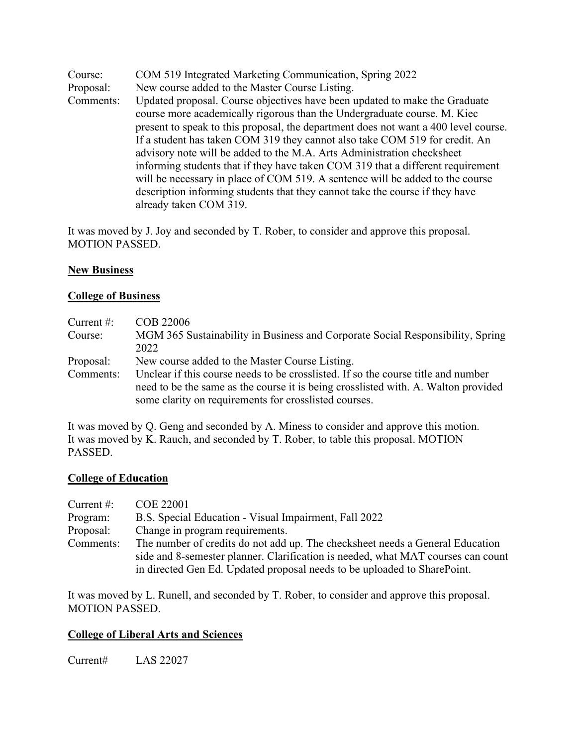Course: COM 519 Integrated Marketing Communication, Spring 2022
Proposal: New course added to the Master Course Listing.
Comments: Updated proposal. Course objectives have been updated to make the Graduate course more academically rigorous than the Undergraduate course. M. Kiec present to speak to this proposal, the department does not want a 400 level course. If a student has taken COM 319 they cannot also take COM 519 for credit. An advisory note will be added to the M.A. Arts Administration checksheet informing students that if they have taken COM 319 that a different requirement will be necessary in place of COM 519. A sentence will be added to the course description informing students that they cannot take the course if they have already taken COM 319.

It was moved by J. Joy and seconded by T. Rober, to consider and approve this proposal. MOTION PASSED.

**New Business**

**College of Business**

Current #: COB 22006
Course: MGM 365 Sustainability in Business and Corporate Social Responsibility, Spring 2022
Proposal: New course added to the Master Course Listing.
Comments: Unclear if this course needs to be crosslisted. If so the course title and number need to be the same as the course it is being crosslisted with. A. Walton provided some clarity on requirements for crosslisted courses.

It was moved by Q. Geng and seconded by A. Miness to consider and approve this motion. It was moved by K. Rauch, and seconded by T. Rober, to table this proposal. MOTION PASSED.

**College of Education**

Current #: COE 22001
Program: B.S. Special Education - Visual Impairment, Fall 2022
Proposal: Change in program requirements.
Comments: The number of credits do not add up. The checksheet needs a General Education side and 8-semester planner. Clarification is needed, what MAT courses can count in directed Gen Ed. Updated proposal needs to be uploaded to SharePoint.

It was moved by L. Runell, and seconded by T. Rober, to consider and approve this proposal. MOTION PASSED.

**College of Liberal Arts and Sciences**

Current# LAS 22027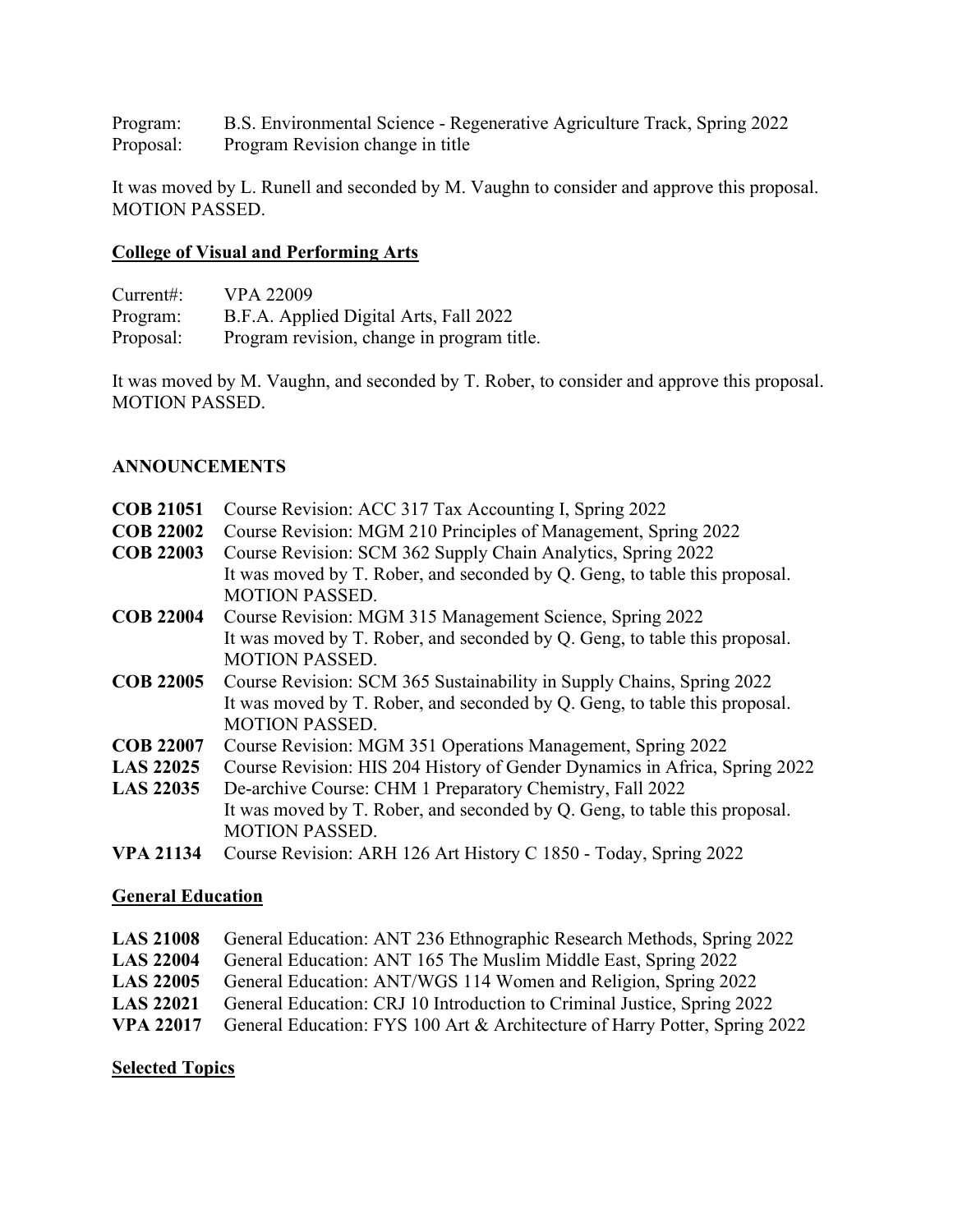Program: B.S. Environmental Science - Regenerative Agriculture Track, Spring 2022
Proposal: Program Revision change in title

It was moved by L. Runell and seconded by M. Vaughn to consider and approve this proposal. MOTION PASSED.

**College of Visual and Performing Arts**

Current#: VPA 22009
Program: B.F.A. Applied Digital Arts, Fall 2022
Proposal: Program revision, change in program title.

It was moved by M. Vaughn, and seconded by T. Rober, to consider and approve this proposal. MOTION PASSED.

**ANNOUNCEMENTS**

**COB 21051** Course Revision: ACC 317 Tax Accounting I, Spring 2022
**COB 22002** Course Revision: MGM 210 Principles of Management, Spring 2022
**COB 22003** Course Revision: SCM 362 Supply Chain Analytics, Spring 2022
It was moved by T. Rober, and seconded by Q. Geng, to table this proposal. MOTION PASSED.
**COB 22004** Course Revision: MGM 315 Management Science, Spring 2022
It was moved by T. Rober, and seconded by Q. Geng, to table this proposal. MOTION PASSED.
**COB 22005** Course Revision: SCM 365 Sustainability in Supply Chains, Spring 2022
It was moved by T. Rober, and seconded by Q. Geng, to table this proposal. MOTION PASSED.
**COB 22007** Course Revision: MGM 351 Operations Management, Spring 2022
**LAS 22025** Course Revision: HIS 204 History of Gender Dynamics in Africa, Spring 2022
**LAS 22035** De-archive Course: CHM 1 Preparatory Chemistry, Fall 2022
It was moved by T. Rober, and seconded by Q. Geng, to table this proposal. MOTION PASSED.
**VPA 21134** Course Revision: ARH 126 Art History C 1850 - Today, Spring 2022

**General Education**

**LAS 21008** General Education: ANT 236 Ethnographic Research Methods, Spring 2022
**LAS 22004** General Education: ANT 165 The Muslim Middle East, Spring 2022
**LAS 22005** General Education: ANT/WGS 114 Women and Religion, Spring 2022
**LAS 22021** General Education: CRJ 10 Introduction to Criminal Justice, Spring 2022
**VPA 22017** General Education: FYS 100 Art & Architecture of Harry Potter, Spring 2022

**Selected Topics**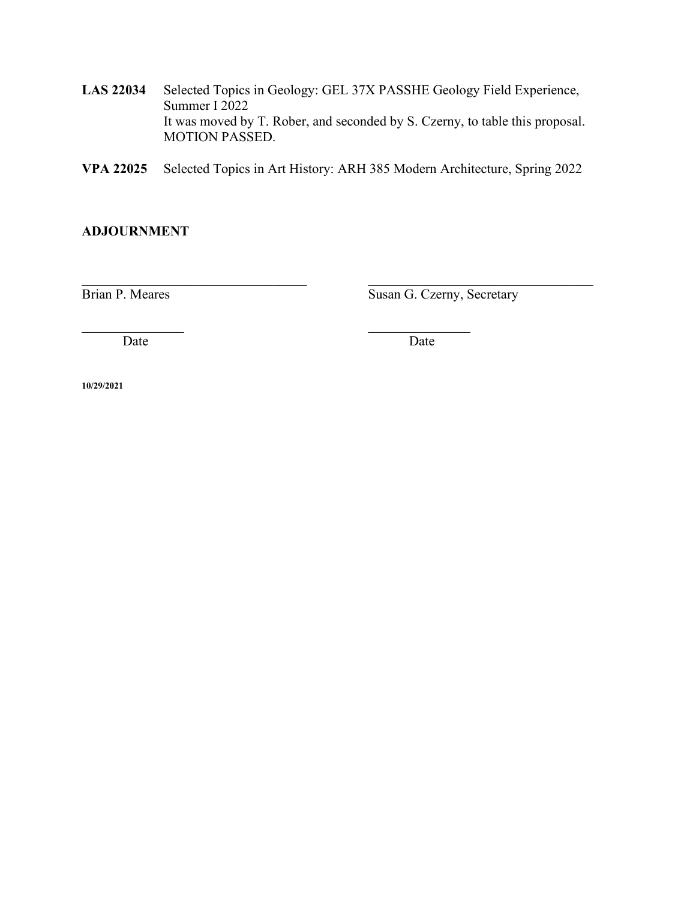**LAS 22034** Selected Topics in Geology: GEL 37X PASSHE Geology Field Experience, Summer I 2022
It was moved by T. Rober, and seconded by S. Czerny, to table this proposal.
MOTION PASSED.

**VPA 22025** Selected Topics in Art History: ARH 385 Modern Architecture, Spring 2022

## ADJOURNMENT

| | |
|---|---|
| ______________________________ | ______________________________ |
| Brian P. Meares | Susan G. Czerny, Secretary |
| _______________ | _______________ |
| Date | Date |

**10/29/2021**